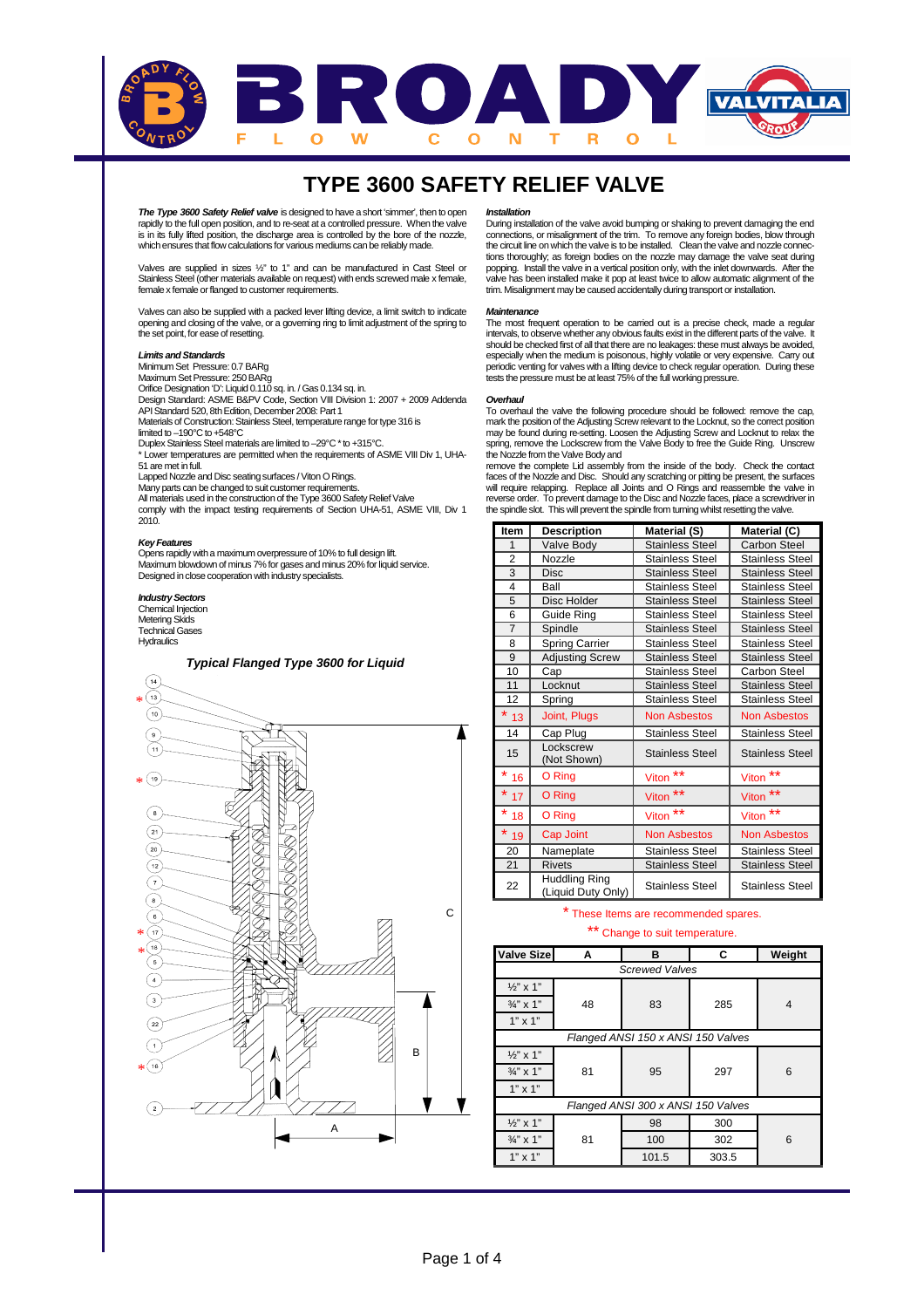# TYPE 3600 SAFETY RELIEF VALVE

***The Type 3600 Safety Relief valve*** is designed to have a short 'simmer', then to open rapidly to the full open position, and to re-seat at a controlled pressure. When the valve is in its fully lifted position, the discharge area is controlled by the bore of the nozzle, which ensures that flow calculations for various mediums can be reliably made.

Valves are supplied in sizes ½" to 1" and can be manufactured in Cast Steel or Stainless Steel (other materials available on request) with ends screwed male x female, female x female or flanged to customer requirements.

Valves can also be supplied with a packed lever lifting device, a limit switch to indicate opening and closing of the valve, or a governing ring to limit adjustment of the spring to the set point, for ease of resetting.

***Limits and Standards***

Minimum Set Pressure: 0.7 BARg
Maximum Set Pressure: 250 BARg
Orifice Designation 'D': Liquid 0.110 sq. in. / Gas 0.134 sq. in.
Design Standard: ASME B&PV Code, Section VIII Division 1: 2007 + 2009 Addenda
API Standard 520, 8th Edition, December 2008: Part 1
Materials of Construction: Stainless Steel, temperature range for type 316 is limited to –190°C to +548°C
Duplex Stainless Steel materials are limited to –29°C * to +315°C.
* Lower temperatures are permitted when the requirements of ASME VIII Div 1, UHA-51 are met in full.
Lapped Nozzle and Disc seating surfaces / Viton O Rings.
Many parts can be changed to suit customer requirements.
All materials used in the construction of the Type 3600 Safety Relief Valve comply with the impact testing requirements of Section UHA-51, ASME VIII, Div 1 2010.

***Key Features***

Opens rapidly with a maximum overpressure of 10% to full design lift.
Maximum blowdown of minus 7% for gases and minus 20% for liquid service.
Designed in close cooperation with industry specialists.

***Industry Sectors***

Chemical Injection
Metering Skids
Technical Gases
Hydraulics

***Typical Flanged Type 3600 for Liquid***

***Installation***

During installation of the valve avoid bumping or shaking to prevent damaging the end connections, or misalignment of the trim. To remove any foreign bodies, blow through the circuit line on which the valve is to be installed. Clean the valve and nozzle connections thoroughly; as foreign bodies on the nozzle may damage the valve seat during popping. Install the valve in a vertical position only, with the inlet downwards. After the valve has been installed make it pop at least twice to allow automatic alignment of the trim. Misalignment may be caused accidentally during transport or installation.

***Maintenance***

The most frequent operation to be carried out is a precise check, made a regular intervals, to observe whether any obvious faults exist in the different parts of the valve. It should be checked first of all that there are no leakages: these must always be avoided, especially when the medium is poisonous, highly volatile or very expensive. Carry out periodic venting for valves with a lifting device to check regular operation. During these tests the pressure must be at least 75% of the full working pressure.

***Overhaul***

To overhaul the valve the following procedure should be followed: remove the cap, mark the position of the Adjusting Screw relevant to the Locknut, so the correct position may be found during re-setting. Loosen the Adjusting Screw and Locknut to relax the spring, remove the Lockscrew from the Valve Body to free the Guide Ring. Unscrew the Nozzle from the Valve Body and
remove the complete Lid assembly from the inside of the body. Check the contact faces of the Nozzle and Disc. Should any scratching or pitting be present, the surfaces will require relapping. Replace all Joints and O Rings and reassemble the valve in reverse order. To prevent damage to the Disc and Nozzle faces, place a screwdriver in the spindle slot. This will prevent the spindle from turning whilst resetting the valve.

| Item | Description | Material (S) | Material (C) |
|---|---|---|---|
| 1 | Valve Body | Stainless Steel | Carbon Steel |
| 2 | Nozzle | Stainless Steel | Stainless Steel |
| 3 | Disc | Stainless Steel | Stainless Steel |
| 4 | Ball | Stainless Steel | Stainless Steel |
| 5 | Disc Holder | Stainless Steel | Stainless Steel |
| 6 | Guide Ring | Stainless Steel | Stainless Steel |
| 7 | Spindle | Stainless Steel | Stainless Steel |
| 8 | Spring Carrier | Stainless Steel | Stainless Steel |
| 9 | Adjusting Screw | Stainless Steel | Stainless Steel |
| 10 | Cap | Stainless Steel | Carbon Steel |
| 11 | Locknut | Stainless Steel | Stainless Steel |
| 12 | Spring | Stainless Steel | Stainless Steel |
| * 13 | Joint, Plugs | Non Asbestos | Non Asbestos |
| 14 | Cap Plug | Stainless Steel | Stainless Steel |
| 15 | Lockscrew (Not Shown) | Stainless Steel | Stainless Steel |
| * 16 | O Ring | Viton ** | Viton ** |
| * 17 | O Ring | Viton ** | Viton ** |
| * 18 | O Ring | Viton ** | Viton ** |
| * 19 | Cap Joint | Non Asbestos | Non Asbestos |
| 20 | Nameplate | Stainless Steel | Stainless Steel |
| 21 | Rivets | Stainless Steel | Stainless Steel |
| 22 | Huddling Ring (Liquid Duty Only) | Stainless Steel | Stainless Steel |

\* These Items are recommended spares.

** Change to suit temperature.

| Valve Size | A | B | C | Weight |
|---|---|---|---|---|
| *Screwed Valves* | | | | |
| ½" x 1" | 48 | 83 | 285 | 4 |
| ¾" x 1" | | | | |
| 1" x 1" | | | | |
| *Flanged ANSI 150 x ANSI 150 Valves* | | | | |
| ½" x 1" | 81 | 95 | 297 | 6 |
| ¾" x 1" | | | | |
| 1" x 1" | | | | |
| *Flanged ANSI 300 x ANSI 150 Valves* | | | | |
| ½" x 1" | 81 | 98 | 300 | 6 |
| ¾" x 1" | | 100 | 302 | |
| 1" x 1" | | 101.5 | 303.5 | |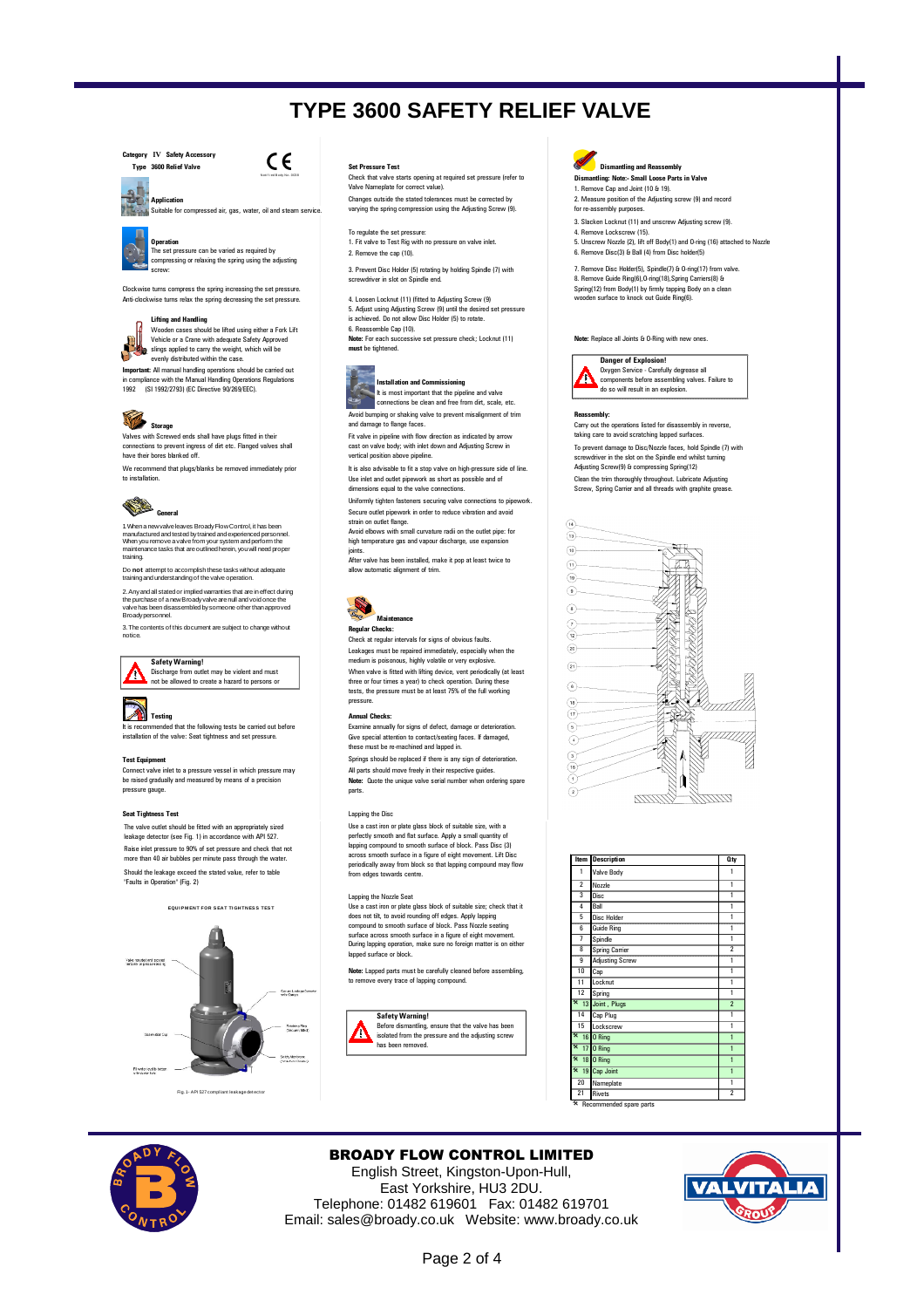# TYPE 3600 SAFETY RELIEF VALVE

**Category IV Safety Accessory**
**Type 3600 Relief Valve**

CE

### Application

Suitable for compressed air, gas, water, oil and steam service.

### Operation

The set pressure can be varied as required by compressing or relaxing the spring using the adjusting screw:

Clockwise turns compress the spring increasing the set pressure.
Anti-clockwise turns relax the spring decreasing the set pressure.

### Lifting and Handling

Wooden cases should be lifted using either a Fork Lift Vehicle or a Crane with adequate Safety Approved slings applied to carry the weight, which will be evenly distributed within the case.

**Important:** All manual handling operations should be carried out in compliance with the Manual Handling Operations Regulations 1992 (SI 1992/2793) (EC Directive 90/269/EEC).

### Storage

Valves with Screwed ends shall have plugs fitted in their connections to prevent ingress of dirt etc. Flanged valves shall have their bores blanked off.

We recommend that plugs/blanks be removed immediately prior to installation.

### General

1. When a new valve leaves Broady Flow Control, it has been manufactured and tested by trained and experienced personnel. When you remove a valve from your system and perform the maintenance tasks that are outlined herein, you will need proper training.

Do **not** attempt to accomplish these tasks without adequate training and understanding of the valve operation.

2. Any and all stated or implied warranties that are in effect during the purchase of a new Broady valve are null and void once the valve has been disassembled by someone other than approved Broady personnel.

3. The contents of this document are subject to change without notice.

> **Safety Warning!**
> Discharge from outlet may be violent and must not be allowed to create a hazard to persons or

### Testing

It is recommended that the following tests be carried out before installation of the valve: Seat tightness and set pressure.

**Test Equipment**

Connect valve inlet to a pressure vessel in which pressure may be raised gradually and measured by means of a precision pressure gauge.

**Seat Tightness Test**

The valve outlet should be fitted with an appropriately sized leakage detector (see Fig. 1) in accordance with API 527.

Raise inlet pressure to 90% of set pressure and check that not more than 40 air bubbles per minute pass through the water.

Should the leakage exceed the stated value, refer to table "Faults in Operation" (Fig. 2)

EQUIPMENT FOR SEAT TIGHTNESS TEST

Fig. 1 - API 527 compliant leakage detector

**Set Pressure Test**

Check that valve starts opening at required set pressure (refer to Valve Nameplate for correct value).

Changes outside the stated tolerances must be corrected by varying the spring compression using the Adjusting Screw (9).

To regulate the set pressure:

1. Fit valve to Test Rig with no pressure on valve inlet.
2. Remove the cap (10).
3. Prevent Disc Holder (5) rotating by holding Spindle (7) with screwdriver in slot on Spindle end.
4. Loosen Locknut (11) (fitted to Adjusting Screw (9)
5. Adjust using Adjusting Screw (9) until the desired set pressure is achieved. Do not allow Disc Holder (5) to rotate.
6. Reassemble Cap (10).

**Note:** For each successive set pressure check; Locknut (11) **must** be tightened.

### Installation and Commissioning

It is most important that the pipeline and valve connections be clean and free from dirt, scale, etc.

Avoid bumping or shaking valve to prevent misalignment of trim and damage to flange faces.

Fit valve in pipeline with flow direction as indicated by arrow cast on valve body; with inlet down and Adjusting Screw in vertical position above pipeline.

It is also advisable to fit a stop valve on high-pressure side of line. Use inlet and outlet pipework as short as possible and of dimensions equal to the valve connections.

Uniformly tighten fasteners securing valve connections to pipework.

Secure outlet pipework in order to reduce vibration and avoid strain on outlet flange.

Avoid elbows with small curvature radii on the outlet pipe: for high temperature gas and vapour discharge, use expansion joints.

After valve has been installed, make it pop at least twice to allow automatic alignment of trim.

### Maintenance

**Regular Checks:**

Check at regular intervals for signs of obvious faults.

Leakages must be repaired immediately, especially when the medium is poisonous, highly volatile or very explosive.

When valve is fitted with lifting device, vent periodically (at least three or four times a year) to check operation. During these tests, the pressure must be at least 75% of the full working pressure.

**Annual Checks:**

Examine annually for signs of defect, damage or deterioration. Give special attention to contact/seating faces. If damaged, these must be re-machined and lapped in.

Springs should be replaced if there is any sign of deterioration.

All parts should move freely in their respective guides.

**Note:** Quote the unique valve serial number when ordering spare parts.

Lapping the Disc

Use a cast iron or plate glass block of suitable size, with a perfectly smooth and flat surface. Apply a small quantity of lapping compound to smooth surface of block. Pass Disc (3) across smooth surface in a figure of eight movement. Lift Disc periodically away from block so that lapping compound may flow from edges towards centre.

Lapping the Nozzle Seat

Use a cast iron or plate glass block of suitable size; check that it does not tilt, to avoid rounding off edges. Apply lapping compound to smooth surface of block. Pass Nozzle seating surface across smooth surface in a figure of eight movement. During lapping operation, make sure no foreign matter is on either lapped surface or block.

**Note:** Lapped parts must be carefully cleaned before assembling, to remove every trace of lapping compound.

> **Safety Warning!**
> Before dismantling, ensure that the valve has been isolated from the pressure and the adjusting screw has been removed.

### Dismantling and Reassembly

**Dismantling: Note:- Small Loose Parts in Valve**

1. Remove Cap and Joint (10 & 19).
2. Measure position of the Adjusting screw (9) and record for re-assembly purposes.
3. Slacken Locknut (11) and unscrew Adjusting screw (9).
4. Remove Lockscrew (15).
5. Unscrew Nozzle (2), lift off Body(1) and O-ring (16) attached to Nozzle
6. Remove Disc(3) & Ball (4) from Disc holder(5)
7. Remove Disc Holder(5), Spindle(7) & O-ring(17) from valve.
8. Remove Guide Ring(6),O-ring(18),Spring Carriers(8) & Spring(12) from Body(1) by firmly tapping Body on a clean wooden surface to knock out Guide Ring(6).

**Note:** Replace all Joints & O-Ring with new ones.

> **Danger of Explosion!**
> Oxygen Service - Carefully degrease all components before assembling valves. Failure to do so will result in an explosion.

**Reassembly:**

Carry out the operations listed for disassembly in reverse, taking care to avoid scratching lapped surfaces.

To prevent damage to Disc/Nozzle faces, hold Spindle (7) with screwdriver in the slot on the Spindle end and whilst turning Adjusting Screw(9) & compressing Spring(12)

Clean the trim thoroughly throughout. Lubricate Adjusting Screw, Spring Carrier and all threads with graphite grease.

| Item | Description | Qty |
|---|---|---|
| 1 | Valve Body | 1 |
| 2 | Nozzle | 1 |
| 3 | Disc | 1 |
| 4 | Ball | 1 |
| 5 | Disc Holder | 1 |
| 6 | Guide Ring | 1 |
| 7 | Spindle | 1 |
| 8 | Spring Carrier | 2 |
| 9 | Adjusting Screw | 1 |
| 10 | Cap | 1 |
| 11 | Locknut | 1 |
| 12 | Spring | 1 |
| * 13 | Joint , Plugs | 2 |
| 14 | Cap Plug | 1 |
| 15 | Lockscrew | 1 |
| * 16 | O Ring | 1 |
| * 17 | O Ring | 1 |
| * 18 | O Ring | 1 |
| * 19 | Cap Joint | 1 |
| 20 | Nameplate | 1 |
| 21 | Rivets | 2 |

* Recommended spare parts

**BROADY FLOW CONTROL LIMITED**
English Street, Kingston-Upon-Hull,
East Yorkshire, HU3 2DU.
Telephone: 01482 619601 Fax: 01482 619701
Email: sales@broady.co.uk Website: www.broady.co.uk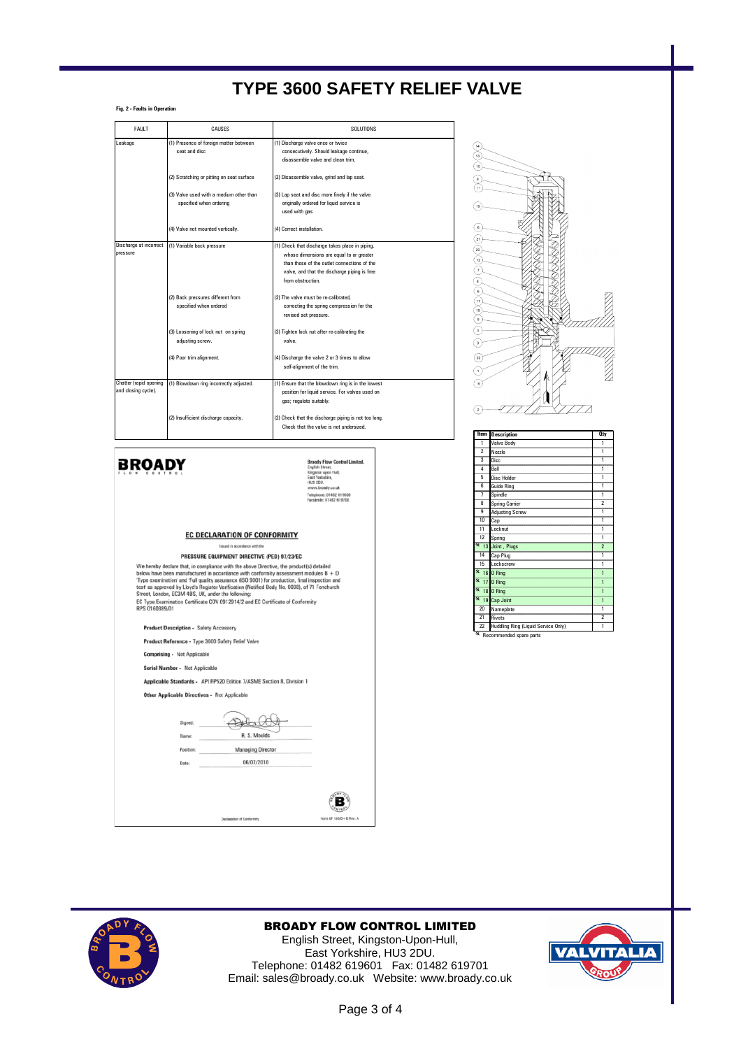# TYPE 3600 SAFETY RELIEF VALVE

**Fig. 2 - Faults in Operation**

| FAULT | CAUSES | SOLUTIONS |
|---|---|---|
| Leakage | (1) Presence of foreign matter between seat and disc | (1) Discharge valve once or twice consecutively. Should leakage continue, disassemble valve and clean trim. |
| | (2) Scratching or pitting on seat surface | (2) Disassemble valve, grind and lap seat. |
| | (3) Valve used with a medium other than specified when ordering | (3) Lap seat and disc more finely if the valve originally ordered for liquid service is used with gas |
| | (4) Valve not mounted vertically. | (4) Correct installation. |
| Discharge at incorrect pressure | (1) Variable back pressure | (1) Check that discharge takes place in piping, whose dimensions are equal to or greater than those of the outlet connections of the valve, and that the discharge piping is free from obstruction. |
| | (2) Back pressures different from specified when ordered | (2) The valve must be re-calibrated, correcting the spring compression for the revised set pressure. |
| | (3) Loosening of lock nut on spring adjusting screw. | (3) Tighten lock nut after re-calibrating the valve. |
| | (4) Poor trim alignment. | (4) Discharge the valve 2 or 3 times to allow self-alignment of the trim. |
| Chatter (rapid opening and closing cycle). | (1) Blowdown ring incorrectly adjusted. | (1) Ensure that the blowdown ring is in the lowest position for liquid service. For valves used on gas; regulate suitably. |
| | (2) Insufficient discharge capacity. | (2) Check that the discharge piping is not too long. Check that the valve is not undersized. |

| Item | Description | Qty |
|---|---|---|
| 1 | Valve Body | 1 |
| 2 | Nozzle | 1 |
| 3 | Disc | 1 |
| 4 | Ball | 1 |
| 5 | Disc Holder | 1 |
| 6 | Guide Ring | 1 |
| 7 | Spindle | 1 |
| 8 | Spring Carrier | 2 |
| 9 | Adjusting Screw | 1 |
| 10 | Cap | 1 |
| 11 | Locknut | 1 |
| 12 | Spring | 1 |
| * 13 | Joint , Plugs | 2 |
| 14 | Cap Plug | 1 |
| 15 | Lockscrew | 1 |
| * 16 | O Ring | 1 |
| * 17 | O Ring | 1 |
| * 18 | O Ring | 1 |
| * 19 | Cap Joint | 1 |
| 20 | Nameplate | 1 |
| 21 | Rivets | 2 |
| 22 | Huddling Ring (Liquid Service Only) | 1 |

* Recommended spare parts

**BROADY** FLOW CONTROL

Broady Flow Control Limited,
English Street,
Kingston upon Hull,
East Yorkshire,
HU3 2DU.
www.broady.co.uk
Telephone: 01482 619600
Facsimile: 01482 619700

## EC DECLARATION OF CONFORMITY

Issued in accordance with the

**PRESSURE EQUIPMENT DIRECTIVE (PED) 97/23/EC**

We hereby declare that, in compliance with the above Directive, the product(s) detailed below have been manufactured in accordance with conformity assessment modules B + D 'Type examination' and 'Full quality assurance (ISO 9001) for production, final inspection and test' as approved by Lloyd's Register Verification (Notified Body No. 0038), of 71 Fenchurch Street, London, EC3M 4BS, UK, under the following:
EC Type Examination Certificate COV 0012914/2 and EC Certificate of Conformity RPS 0160389/01

**Product Description** - Safety Accessory

**Product Reference** - Type 3600 Safety Relief Valve

**Comprising** - Not Applicable

**Serial Number** - Not Applicable

**Applicable Standards** - API RP520 Edition 7/ASME Section 8, Division 1

**Other Applicable Directives** - Not Applicable

Signed:
Name: R. S. Moulds
Position: Managing Director
Date: 06/07/2010

Declaration of Conformity — Form QF 106/B - D Rev. A

**BROADY FLOW CONTROL LIMITED**
English Street, Kingston-Upon-Hull,
East Yorkshire, HU3 2DU.
Telephone: 01482 619601 Fax: 01482 619701
Email: sales@broady.co.uk Website: www.broady.co.uk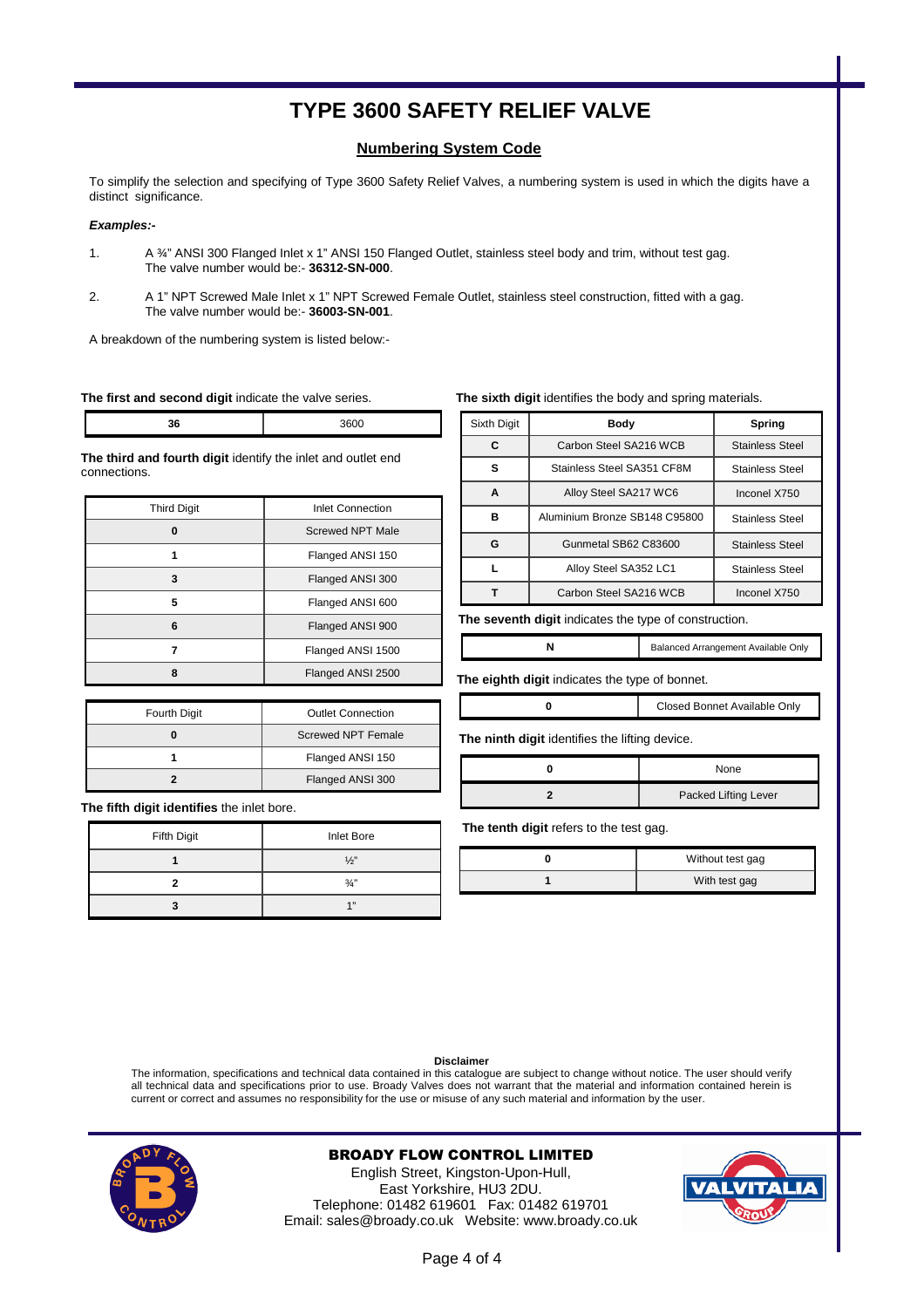# TYPE 3600 SAFETY RELIEF VALVE

## Numbering System Code

To simplify the selection and specifying of Type 3600 Safety Relief Valves, a numbering system is used in which the digits have a distinct significance.

***Examples:-***

1. A ¾" ANSI 300 Flanged Inlet x 1" ANSI 150 Flanged Outlet, stainless steel body and trim, without test gag.
   The valve number would be:- **36312-SN-000**.

2. A 1" NPT Screwed Male Inlet x 1" NPT Screwed Female Outlet, stainless steel construction, fitted with a gag.
   The valve number would be:- **36003-SN-001**.

A breakdown of the numbering system is listed below:-

**The first and second digit** indicate the valve series.

| | |
|---|---|
| **36** | 3600 |

**The third and fourth digit** identify the inlet and outlet end connections.

| Third Digit | Inlet Connection |
|---|---|
| **0** | Screwed NPT Male |
| **1** | Flanged ANSI 150 |
| **3** | Flanged ANSI 300 |
| **5** | Flanged ANSI 600 |
| **6** | Flanged ANSI 900 |
| **7** | Flanged ANSI 1500 |
| **8** | Flanged ANSI 2500 |

| Fourth Digit | Outlet Connection |
|---|---|
| **0** | Screwed NPT Female |
| **1** | Flanged ANSI 150 |
| **2** | Flanged ANSI 300 |

**The fifth digit identifies** the inlet bore.

| Fifth Digit | Inlet Bore |
|---|---|
| **1** | ½" |
| **2** | ¾" |
| **3** | 1" |

**The sixth digit** identifies the body and spring materials.

| Sixth Digit | **Body** | **Spring** |
|---|---|---|
| **C** | Carbon Steel SA216 WCB | Stainless Steel |
| **S** | Stainless Steel SA351 CF8M | Stainless Steel |
| **A** | Alloy Steel SA217 WC6 | Inconel X750 |
| **B** | Aluminium Bronze SB148 C95800 | Stainless Steel |
| **G** | Gunmetal SB62 C83600 | Stainless Steel |
| **L** | Alloy Steel SA352 LC1 | Stainless Steel |
| **T** | Carbon Steel SA216 WCB | Inconel X750 |

**The seventh digit** indicates the type of construction.

| | |
|---|---|
| **N** | Balanced Arrangement Available Only |

**The eighth digit** indicates the type of bonnet.

| | |
|---|---|
| **0** | Closed Bonnet Available Only |

**The ninth digit** identifies the lifting device.

| | |
|---|---|
| **0** | None |
| **2** | Packed Lifting Lever |

**The tenth digit** refers to the test gag.

| | |
|---|---|
| **0** | Without test gag |
| **1** | With test gag |

**Disclaimer**

The information, specifications and technical data contained in this catalogue are subject to change without notice. The user should verify all technical data and specifications prior to use. Broady Valves does not warrant that the material and information contained herein is current or correct and assumes no responsibility for the use or misuse of any such material and information by the user.

**BROADY FLOW CONTROL LIMITED**
English Street, Kingston-Upon-Hull,
East Yorkshire, HU3 2DU.
Telephone: 01482 619601 Fax: 01482 619701
Email: sales@broady.co.uk Website: www.broady.co.uk